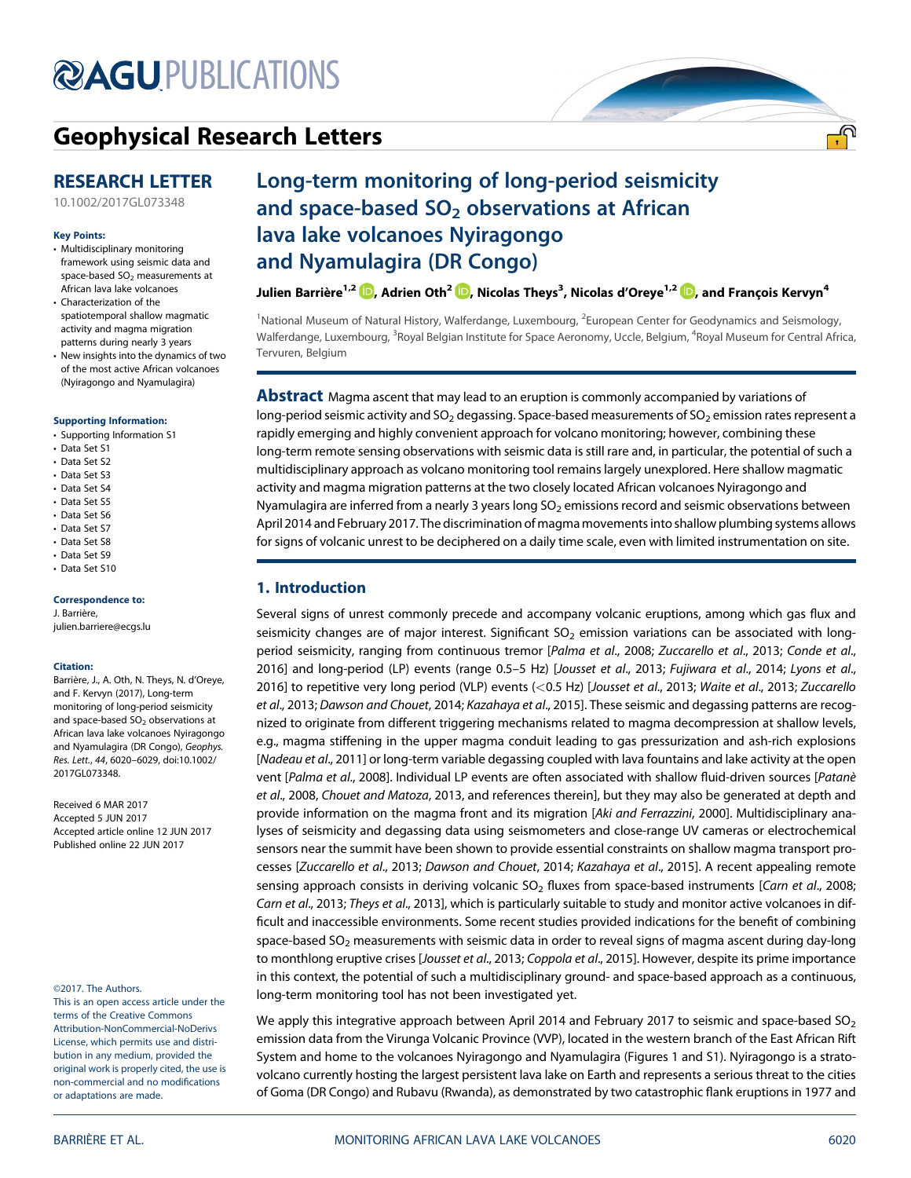# Geophysical Research Letters

## RESEARCH LETTER

10.1002/2017GL073348

**Key Points:**

- Multidisciplinary monitoring framework using seismic data and space-based $SO_2$ measurements at African lava lake volcanoes
- Characterization of the spatiotemporal shallow magmatic activity and magma migration patterns during nearly 3 years
- New insights into the dynamics of two of the most active African volcanoes (Nyiragongo and Nyamulagira)

**Supporting Information:**

- Supporting Information S1
- Data Set S1
- Data Set S2
- Data Set S3
- Data Set S4
- Data Set S5
- Data Set S6
- Data Set S7
- Data Set S8
- Data Set S9
- Data Set S10

**Correspondence to:**
J. Barrière,
julien.barriere@ecgs.lu

**Citation:**
Barrière, J., A. Oth, N. Theys, N. d'Oreye, and F. Kervyn (2017), Long-term monitoring of long-period seismicity and space-based $SO_2$ observations at African lava lake volcanoes Nyiragongo and Nyamulagira (DR Congo), *Geophys. Res. Lett.*, *44*, 6020–6029, doi:10.1002/2017GL073348.

Received 6 MAR 2017
Accepted 5 JUN 2017
Accepted article online 12 JUN 2017
Published online 22 JUN 2017

©2017. The Authors.
This is an open access article under the terms of the Creative Commons Attribution-NonCommercial-NoDerivs License, which permits use and distribution in any medium, provided the original work is properly cited, the use is non-commercial and no modifications or adaptations are made.

# Long-term monitoring of long-period seismicity and space-based $SO_2$ observations at African lava lake volcanoes Nyiragongo and Nyamulagira (DR Congo)

**Julien Barrière[1,2], Adrien Oth[2], Nicolas Theys[3], Nicolas d'Oreye[1,2], and François Kervyn[4]**

[1]National Museum of Natural History, Walferdange, Luxembourg, [2]European Center for Geodynamics and Seismology, Walferdange, Luxembourg, [3]Royal Belgian Institute for Space Aeronomy, Uccle, Belgium, [4]Royal Museum for Central Africa, Tervuren, Belgium

**Abstract** Magma ascent that may lead to an eruption is commonly accompanied by variations of long-period seismic activity and $SO_2$ degassing. Space-based measurements of $SO_2$ emission rates represent a rapidly emerging and highly convenient approach for volcano monitoring; however, combining these long-term remote sensing observations with seismic data is still rare and, in particular, the potential of such a multidisciplinary approach as volcano monitoring tool remains largely unexplored. Here shallow magmatic activity and magma migration patterns at the two closely located African volcanoes Nyiragongo and Nyamulagira are inferred from a nearly 3 years long $SO_2$ emissions record and seismic observations between April 2014 and February 2017. The discrimination of magma movements into shallow plumbing systems allows for signs of volcanic unrest to be deciphered on a daily time scale, even with limited instrumentation on site.

## 1. Introduction

Several signs of unrest commonly precede and accompany volcanic eruptions, among which gas flux and seismicity changes are of major interest. Significant $SO_2$ emission variations can be associated with long-period seismicity, ranging from continuous tremor [*Palma et al.*, 2008; *Zuccarello et al.*, 2013; *Conde et al.*, 2016] and long-period (LP) events (range 0.5–5 Hz) [*Jousset et al.*, 2013; *Fujiwara et al.*, 2014; *Lyons et al.*, 2016] to repetitive very long period (VLP) events (<0.5 Hz) [*Jousset et al.*, 2013; *Waite et al.*, 2013; *Zuccarello et al.*, 2013; *Dawson and Chouet*, 2014; *Kazahaya et al.*, 2015]. These seismic and degassing patterns are recognized to originate from different triggering mechanisms related to magma decompression at shallow levels, e.g., magma stiffening in the upper magma conduit leading to gas pressurization and ash-rich explosions [*Nadeau et al.*, 2011] or long-term variable degassing coupled with lava fountains and lake activity at the open vent [*Palma et al.*, 2008]. Individual LP events are often associated with shallow fluid-driven sources [*Patanè et al.*, 2008, *Chouet and Matoza*, 2013, and references therein], but they may also be generated at depth and provide information on the magma front and its migration [*Aki and Ferrazzini*, 2000]. Multidisciplinary analyses of seismicity and degassing data using seismometers and close-range UV cameras or electrochemical sensors near the summit have been shown to provide essential constraints on shallow magma transport processes [*Zuccarello et al.*, 2013; *Dawson and Chouet*, 2014; *Kazahaya et al.*, 2015]. A recent appealing remote sensing approach consists in deriving volcanic $SO_2$ fluxes from space-based instruments [*Carn et al.*, 2008; *Carn et al.*, 2013; *Theys et al.*, 2013], which is particularly suitable to study and monitor active volcanoes in difficult and inaccessible environments. Some recent studies provided indications for the benefit of combining space-based $SO_2$ measurements with seismic data in order to reveal signs of magma ascent during day-long to monthlong eruptive crises [*Jousset et al.*, 2013; *Coppola et al.*, 2015]. However, despite its prime importance in this context, the potential of such a multidisciplinary ground- and space-based approach as a continuous, long-term monitoring tool has not been investigated yet.

We apply this integrative approach between April 2014 and February 2017 to seismic and space-based $SO_2$ emission data from the Virunga Volcanic Province (VVP), located in the western branch of the East African Rift System and home to the volcanoes Nyiragongo and Nyamulagira (Figures 1 and S1). Nyiragongo is a stratovolcano currently hosting the largest persistent lava lake on Earth and represents a serious threat to the cities of Goma (DR Congo) and Rubavu (Rwanda), as demonstrated by two catastrophic flank eruptions in 1977 and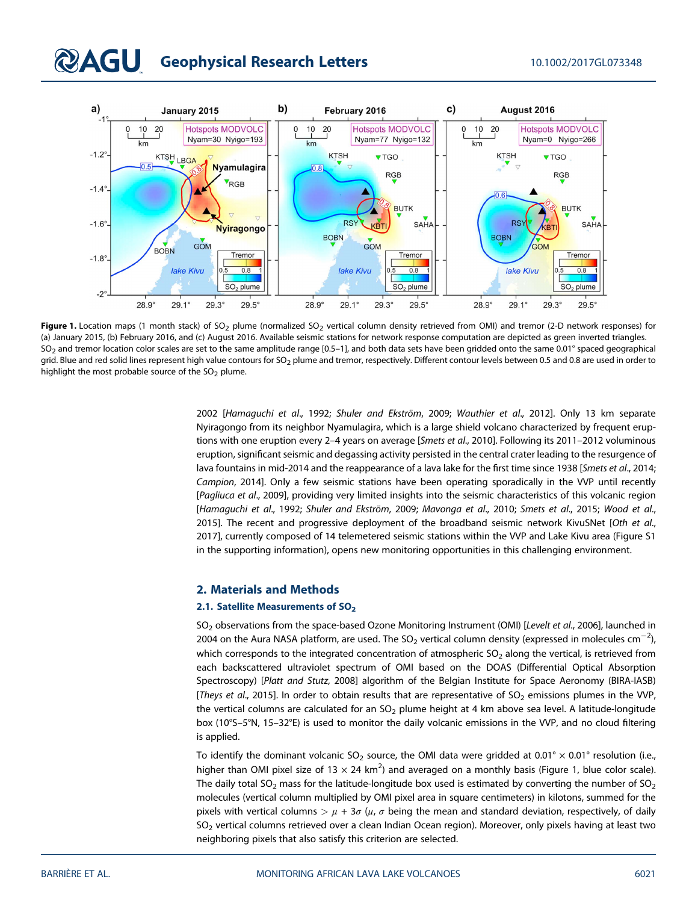**Figure 1.** Location maps (1 month stack) of $SO_2$ plume (normalized $SO_2$ vertical column density retrieved from OMI) and tremor (2-D network responses) for (a) January 2015, (b) February 2016, and (c) August 2016. Available seismic stations for network response computation are depicted as green inverted triangles. $SO_2$ and tremor location color scales are set to the same amplitude range [0.5–1], and both data sets have been gridded onto the same 0.01° spaced geographical grid. Blue and red solid lines represent high value contours for $SO_2$ plume and tremor, respectively. Different contour levels between 0.5 and 0.8 are used in order to highlight the most probable source of the $SO_2$ plume.

2002 [*Hamaguchi et al.*, 1992; *Shuler and Ekström*, 2009; *Wauthier et al.*, 2012]. Only 13 km separate Nyiragongo from its neighbor Nyamulagira, which is a large shield volcano characterized by frequent eruptions with one eruption every 2–4 years on average [*Smets et al.*, 2010]. Following its 2011–2012 voluminous eruption, significant seismic and degassing activity persisted in the central crater leading to the resurgence of lava fountains in mid-2014 and the reappearance of a lava lake for the first time since 1938 [*Smets et al.*, 2014; *Campion*, 2014]. Only a few seismic stations have been operating sporadically in the VVP until recently [*Pagliuca et al.*, 2009], providing very limited insights into the seismic characteristics of this volcanic region [*Hamaguchi et al.*, 1992; *Shuler and Ekström*, 2009; *Mavonga et al.*, 2010; *Smets et al.*, 2015; *Wood et al.*, 2015]. The recent and progressive deployment of the broadband seismic network KivuSNet [*Oth et al.*, 2017], currently composed of 14 telemetered seismic stations within the VVP and Lake Kivu area (Figure S1 in the supporting information), opens new monitoring opportunities in this challenging environment.

## 2. Materials and Methods

### 2.1. Satellite Measurements of $SO_2$

$SO_2$ observations from the space-based Ozone Monitoring Instrument (OMI) [*Levelt et al.*, 2006], launched in 2004 on the Aura NASA platform, are used. The $SO_2$ vertical column density (expressed in molecules $cm^{-2}$), which corresponds to the integrated concentration of atmospheric $SO_2$ along the vertical, is retrieved from each backscattered ultraviolet spectrum of OMI based on the DOAS (Differential Optical Absorption Spectroscopy) [*Platt and Stutz*, 2008] algorithm of the Belgian Institute for Space Aeronomy (BIRA-IASB) [*Theys et al.*, 2015]. In order to obtain results that are representative of $SO_2$ emissions plumes in the VVP, the vertical columns are calculated for an $SO_2$ plume height at 4 km above sea level. A latitude-longitude box (10°S–5°N, 15–32°E) is used to monitor the daily volcanic emissions in the VVP, and no cloud filtering is applied.

To identify the dominant volcanic $SO_2$ source, the OMI data were gridded at 0.01° × 0.01° resolution (i.e., higher than OMI pixel size of 13 × 24 $km^2$) and averaged on a monthly basis (Figure 1, blue color scale). The daily total $SO_2$ mass for the latitude-longitude box used is estimated by converting the number of $SO_2$ molecules (vertical column multiplied by OMI pixel area in square centimeters) in kilotons, summed for the pixels with vertical columns $> \mu + 3\sigma$ ($\mu$, $\sigma$ being the mean and standard deviation, respectively, of daily $SO_2$ vertical columns retrieved over a clean Indian Ocean region). Moreover, only pixels having at least two neighboring pixels that also satisfy this criterion are selected.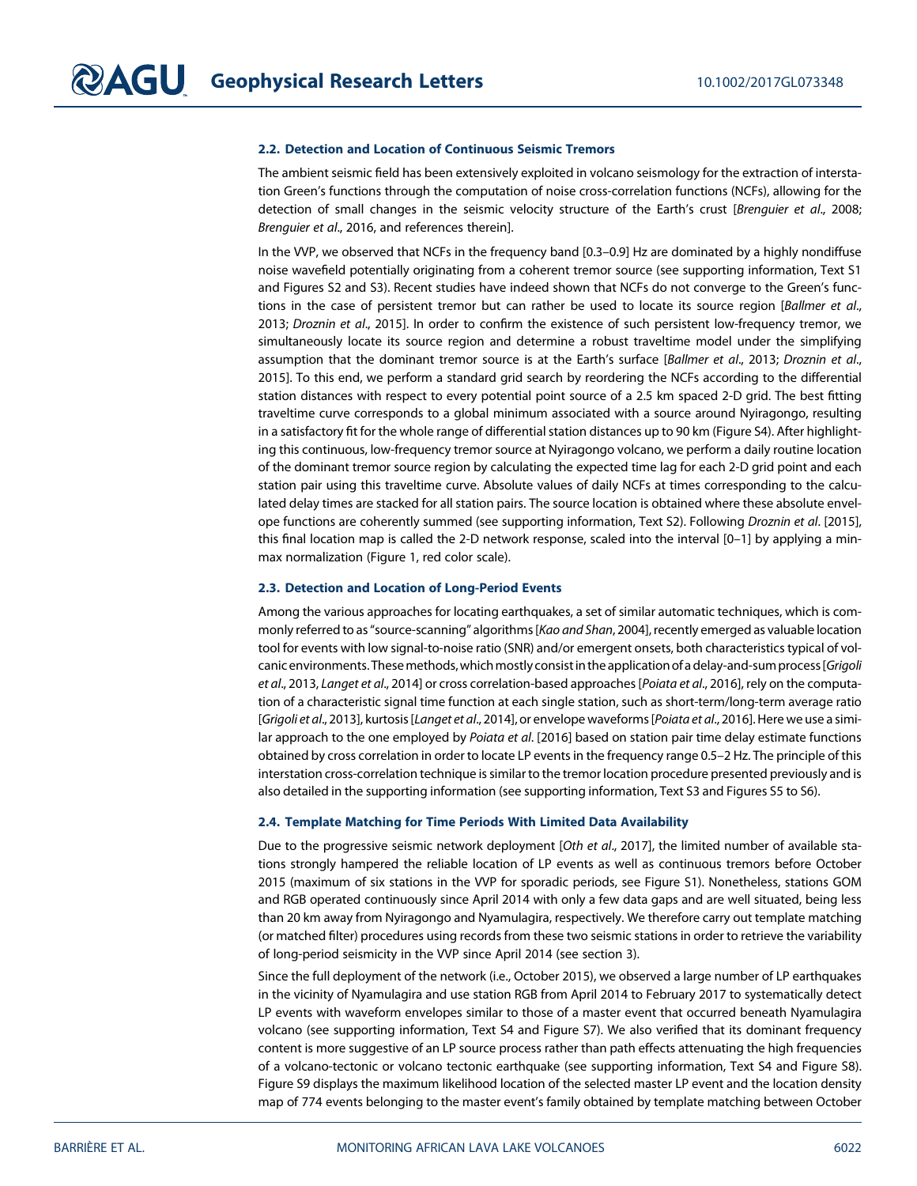### 2.2. Detection and Location of Continuous Seismic Tremors

The ambient seismic field has been extensively exploited in volcano seismology for the extraction of interstation Green's functions through the computation of noise cross-correlation functions (NCFs), allowing for the detection of small changes in the seismic velocity structure of the Earth's crust [*Brenguier et al.*, 2008; *Brenguier et al.*, 2016, and references therein].

In the VVP, we observed that NCFs in the frequency band [0.3–0.9] Hz are dominated by a highly nondiffuse noise wavefield potentially originating from a coherent tremor source (see supporting information, Text S1 and Figures S2 and S3). Recent studies have indeed shown that NCFs do not converge to the Green's functions in the case of persistent tremor but can rather be used to locate its source region [*Ballmer et al.*, 2013; *Droznin et al.*, 2015]. In order to confirm the existence of such persistent low-frequency tremor, we simultaneously locate its source region and determine a robust traveltime model under the simplifying assumption that the dominant tremor source is at the Earth's surface [*Ballmer et al.*, 2013; *Droznin et al.*, 2015]. To this end, we perform a standard grid search by reordering the NCFs according to the differential station distances with respect to every potential point source of a 2.5 km spaced 2-D grid. The best fitting traveltime curve corresponds to a global minimum associated with a source around Nyiragongo, resulting in a satisfactory fit for the whole range of differential station distances up to 90 km (Figure S4). After highlighting this continuous, low-frequency tremor source at Nyiragongo volcano, we perform a daily routine location of the dominant tremor source region by calculating the expected time lag for each 2-D grid point and each station pair using this traveltime curve. Absolute values of daily NCFs at times corresponding to the calculated delay times are stacked for all station pairs. The source location is obtained where these absolute envelope functions are coherently summed (see supporting information, Text S2). Following *Droznin et al*. [2015], this final location map is called the 2-D network response, scaled into the interval [0–1] by applying a min-max normalization (Figure 1, red color scale).

### 2.3. Detection and Location of Long-Period Events

Among the various approaches for locating earthquakes, a set of similar automatic techniques, which is commonly referred to as "source-scanning" algorithms [*Kao and Shan*, 2004], recently emerged as valuable location tool for events with low signal-to-noise ratio (SNR) and/or emergent onsets, both characteristics typical of volcanic environments. These methods, which mostly consist in the application of a delay-and-sum process [*Grigoli et al*., 2013, *Langet et al*., 2014] or cross correlation-based approaches [*Poiata et al*., 2016], rely on the computation of a characteristic signal time function at each single station, such as short-term/long-term average ratio [*Grigoli et al*., 2013], kurtosis [*Langet et al*., 2014], or envelope waveforms [*Poiata et al*., 2016]. Here we use a similar approach to the one employed by *Poiata et al*. [2016] based on station pair time delay estimate functions obtained by cross correlation in order to locate LP events in the frequency range 0.5–2 Hz. The principle of this interstation cross-correlation technique is similar to the tremor location procedure presented previously and is also detailed in the supporting information (see supporting information, Text S3 and Figures S5 to S6).

### 2.4. Template Matching for Time Periods With Limited Data Availability

Due to the progressive seismic network deployment [*Oth et al*., 2017], the limited number of available stations strongly hampered the reliable location of LP events as well as continuous tremors before October 2015 (maximum of six stations in the VVP for sporadic periods, see Figure S1). Nonetheless, stations GOM and RGB operated continuously since April 2014 with only a few data gaps and are well situated, being less than 20 km away from Nyiragongo and Nyamulagira, respectively. We therefore carry out template matching (or matched filter) procedures using records from these two seismic stations in order to retrieve the variability of long-period seismicity in the VVP since April 2014 (see section 3).

Since the full deployment of the network (i.e., October 2015), we observed a large number of LP earthquakes in the vicinity of Nyamulagira and use station RGB from April 2014 to February 2017 to systematically detect LP events with waveform envelopes similar to those of a master event that occurred beneath Nyamulagira volcano (see supporting information, Text S4 and Figure S7). We also verified that its dominant frequency content is more suggestive of an LP source process rather than path effects attenuating the high frequencies of a volcano-tectonic or volcano tectonic earthquake (see supporting information, Text S4 and Figure S8). Figure S9 displays the maximum likelihood location of the selected master LP event and the location density map of 774 events belonging to the master event's family obtained by template matching between October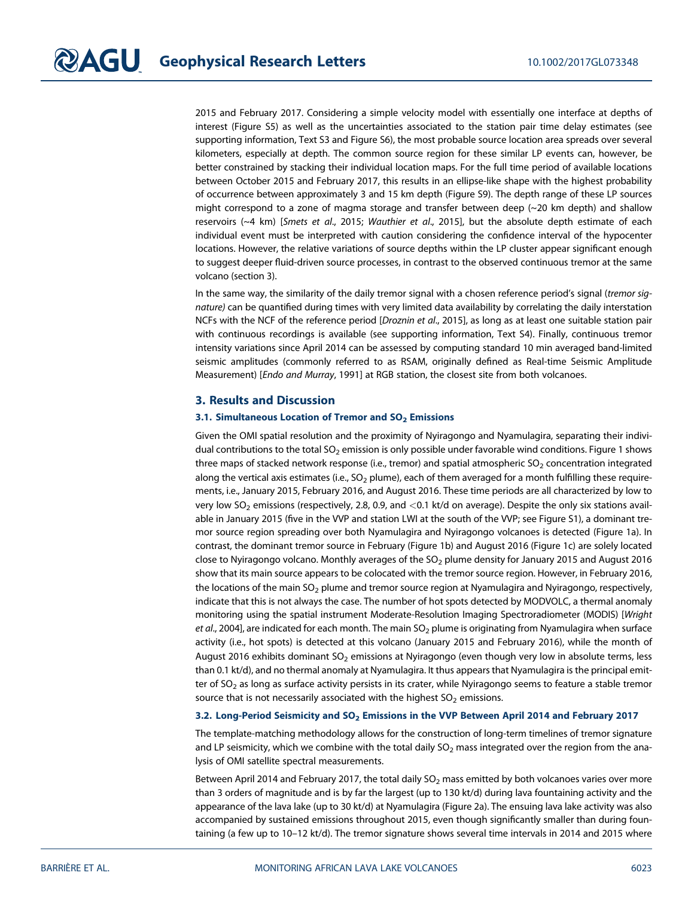2015 and February 2017. Considering a simple velocity model with essentially one interface at depths of interest (Figure S5) as well as the uncertainties associated to the station pair time delay estimates (see supporting information, Text S3 and Figure S6), the most probable source location area spreads over several kilometers, especially at depth. The common source region for these similar LP events can, however, be better constrained by stacking their individual location maps. For the full time period of available locations between October 2015 and February 2017, this results in an ellipse-like shape with the highest probability of occurrence between approximately 3 and 15 km depth (Figure S9). The depth range of these LP sources might correspond to a zone of magma storage and transfer between deep (~20 km depth) and shallow reservoirs (~4 km) [*Smets et al*., 2015; *Wauthier et al*., 2015], but the absolute depth estimate of each individual event must be interpreted with caution considering the confidence interval of the hypocenter locations. However, the relative variations of source depths within the LP cluster appear significant enough to suggest deeper fluid-driven source processes, in contrast to the observed continuous tremor at the same volcano (section 3).

In the same way, the similarity of the daily tremor signal with a chosen reference period's signal (*tremor signature*) can be quantified during times with very limited data availability by correlating the daily interstation NCFs with the NCF of the reference period [*Droznin et al*., 2015], as long as at least one suitable station pair with continuous recordings is available (see supporting information, Text S4). Finally, continuous tremor intensity variations since April 2014 can be assessed by computing standard 10 min averaged band-limited seismic amplitudes (commonly referred to as RSAM, originally defined as Real-time Seismic Amplitude Measurement) [*Endo and Murray*, 1991] at RGB station, the closest site from both volcanoes.

## 3. Results and Discussion

### 3.1. Simultaneous Location of Tremor and $SO_2$ Emissions

Given the OMI spatial resolution and the proximity of Nyiragongo and Nyamulagira, separating their individual contributions to the total $SO_2$ emission is only possible under favorable wind conditions. Figure 1 shows three maps of stacked network response (i.e., tremor) and spatial atmospheric $SO_2$ concentration integrated along the vertical axis estimates (i.e., $SO_2$ plume), each of them averaged for a month fulfilling these requirements, i.e., January 2015, February 2016, and August 2016. These time periods are all characterized by low to very low $SO_2$ emissions (respectively, 2.8, 0.9, and <0.1 kt/d on average). Despite the only six stations available in January 2015 (five in the VVP and station LWI at the south of the VVP; see Figure S1), a dominant tremor source region spreading over both Nyamulagira and Nyiragongo volcanoes is detected (Figure 1a). In contrast, the dominant tremor source in February (Figure 1b) and August 2016 (Figure 1c) are solely located close to Nyiragongo volcano. Monthly averages of the $SO_2$ plume density for January 2015 and August 2016 show that its main source appears to be colocated with the tremor source region. However, in February 2016, the locations of the main $SO_2$ plume and tremor source region at Nyamulagira and Nyiragongo, respectively, indicate that this is not always the case. The number of hot spots detected by MODVOLC, a thermal anomaly monitoring using the spatial instrument Moderate-Resolution Imaging Spectroradiometer (MODIS) [*Wright et al*., 2004], are indicated for each month. The main $SO_2$ plume is originating from Nyamulagira when surface activity (i.e., hot spots) is detected at this volcano (January 2015 and February 2016), while the month of August 2016 exhibits dominant $SO_2$ emissions at Nyiragongo (even though very low in absolute terms, less than 0.1 kt/d), and no thermal anomaly at Nyamulagira. It thus appears that Nyamulagira is the principal emitter of $SO_2$ as long as surface activity persists in its crater, while Nyiragongo seems to feature a stable tremor source that is not necessarily associated with the highest $SO_2$ emissions.

### 3.2. Long-Period Seismicity and $SO_2$ Emissions in the VVP Between April 2014 and February 2017

The template-matching methodology allows for the construction of long-term timelines of tremor signature and LP seismicity, which we combine with the total daily $SO_2$ mass integrated over the region from the analysis of OMI satellite spectral measurements.

Between April 2014 and February 2017, the total daily $SO_2$ mass emitted by both volcanoes varies over more than 3 orders of magnitude and is by far the largest (up to 130 kt/d) during lava fountaining activity and the appearance of the lava lake (up to 30 kt/d) at Nyamulagira (Figure 2a). The ensuing lava lake activity was also accompanied by sustained emissions throughout 2015, even though significantly smaller than during fountaining (a few up to 10–12 kt/d). The tremor signature shows several time intervals in 2014 and 2015 where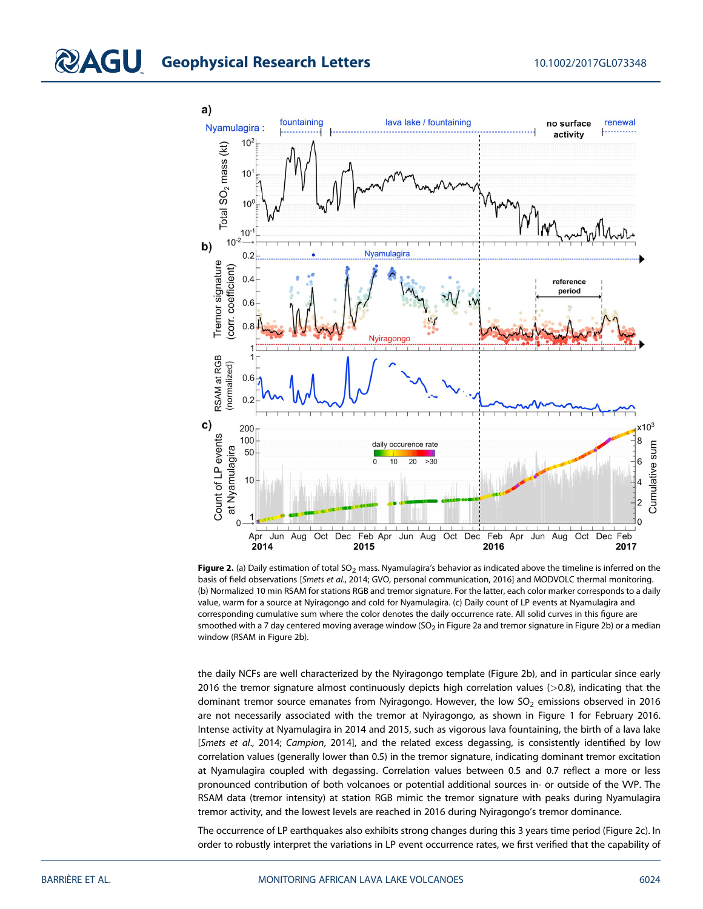**Figure 2.** (a) Daily estimation of total $SO_2$ mass. Nyamulagira's behavior as indicated above the timeline is inferred on the basis of field observations [*Smets et al.*, 2014; GVO, personal communication, 2016] and MODVOLC thermal monitoring. (b) Normalized 10 min RSAM for stations RGB and tremor signature. For the latter, each color marker corresponds to a daily value, warm for a source at Nyiragongo and cold for Nyamulagira. (c) Daily count of LP events at Nyamulagira and corresponding cumulative sum where the color denotes the daily occurrence rate. All solid curves in this figure are smoothed with a 7 day centered moving average window ($SO_2$ in Figure 2a and tremor signature in Figure 2b) or a median window (RSAM in Figure 2b).

the daily NCFs are well characterized by the Nyiragongo template (Figure 2b), and in particular since early 2016 the tremor signature almost continuously depicts high correlation values (>0.8), indicating that the dominant tremor source emanates from Nyiragongo. However, the low $SO_2$ emissions observed in 2016 are not necessarily associated with the tremor at Nyiragongo, as shown in Figure 1 for February 2016. Intense activity at Nyamulagira in 2014 and 2015, such as vigorous lava fountaining, the birth of a lava lake [*Smets et al.*, 2014; *Campion*, 2014], and the related excess degassing, is consistently identified by low correlation values (generally lower than 0.5) in the tremor signature, indicating dominant tremor excitation at Nyamulagira coupled with degassing. Correlation values between 0.5 and 0.7 reflect a more or less pronounced contribution of both volcanoes or potential additional sources in- or outside of the VVP. The RSAM data (tremor intensity) at station RGB mimic the tremor signature with peaks during Nyamulagira tremor activity, and the lowest levels are reached in 2016 during Nyiragongo's tremor dominance.

The occurrence of LP earthquakes also exhibits strong changes during this 3 years time period (Figure 2c). In order to robustly interpret the variations in LP event occurrence rates, we first verified that the capability of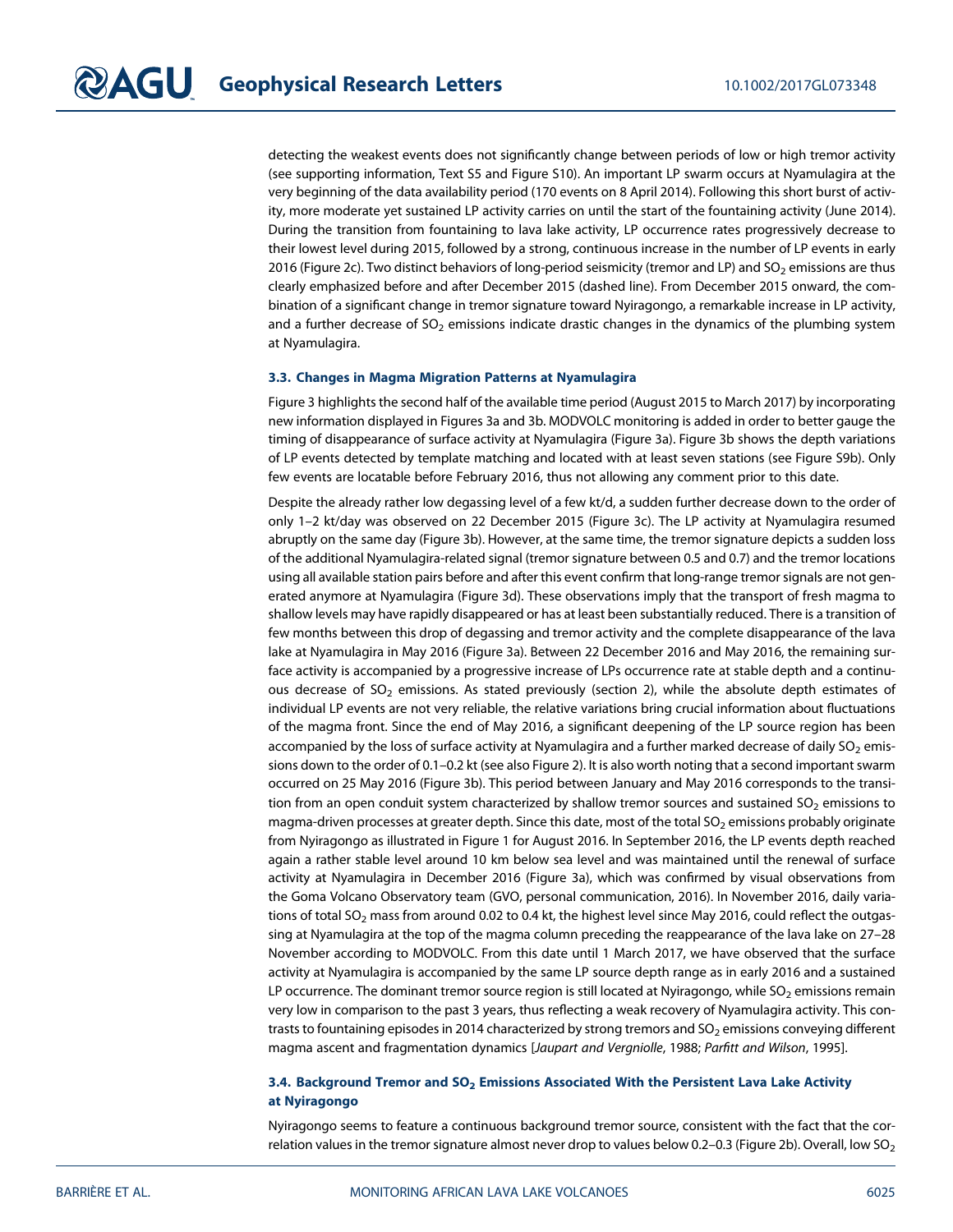detecting the weakest events does not significantly change between periods of low or high tremor activity (see supporting information, Text S5 and Figure S10). An important LP swarm occurs at Nyamulagira at the very beginning of the data availability period (170 events on 8 April 2014). Following this short burst of activity, more moderate yet sustained LP activity carries on until the start of the fountaining activity (June 2014). During the transition from fountaining to lava lake activity, LP occurrence rates progressively decrease to their lowest level during 2015, followed by a strong, continuous increase in the number of LP events in early 2016 (Figure 2c). Two distinct behaviors of long-period seismicity (tremor and LP) and $SO_2$ emissions are thus clearly emphasized before and after December 2015 (dashed line). From December 2015 onward, the combination of a significant change in tremor signature toward Nyiragongo, a remarkable increase in LP activity, and a further decrease of $SO_2$ emissions indicate drastic changes in the dynamics of the plumbing system at Nyamulagira.

### 3.3. Changes in Magma Migration Patterns at Nyamulagira

Figure 3 highlights the second half of the available time period (August 2015 to March 2017) by incorporating new information displayed in Figures 3a and 3b. MODVOLC monitoring is added in order to better gauge the timing of disappearance of surface activity at Nyamulagira (Figure 3a). Figure 3b shows the depth variations of LP events detected by template matching and located with at least seven stations (see Figure S9b). Only few events are locatable before February 2016, thus not allowing any comment prior to this date.

Despite the already rather low degassing level of a few kt/d, a sudden further decrease down to the order of only 1–2 kt/day was observed on 22 December 2015 (Figure 3c). The LP activity at Nyamulagira resumed abruptly on the same day (Figure 3b). However, at the same time, the tremor signature depicts a sudden loss of the additional Nyamulagira-related signal (tremor signature between 0.5 and 0.7) and the tremor locations using all available station pairs before and after this event confirm that long-range tremor signals are not generated anymore at Nyamulagira (Figure 3d). These observations imply that the transport of fresh magma to shallow levels may have rapidly disappeared or has at least been substantially reduced. There is a transition of few months between this drop of degassing and tremor activity and the complete disappearance of the lava lake at Nyamulagira in May 2016 (Figure 3a). Between 22 December 2016 and May 2016, the remaining surface activity is accompanied by a progressive increase of LPs occurrence rate at stable depth and a continuous decrease of $SO_2$ emissions. As stated previously (section 2), while the absolute depth estimates of individual LP events are not very reliable, the relative variations bring crucial information about fluctuations of the magma front. Since the end of May 2016, a significant deepening of the LP source region has been accompanied by the loss of surface activity at Nyamulagira and a further marked decrease of daily $SO_2$ emissions down to the order of 0.1–0.2 kt (see also Figure 2). It is also worth noting that a second important swarm occurred on 25 May 2016 (Figure 3b). This period between January and May 2016 corresponds to the transition from an open conduit system characterized by shallow tremor sources and sustained $SO_2$ emissions to magma-driven processes at greater depth. Since this date, most of the total $SO_2$ emissions probably originate from Nyiragongo as illustrated in Figure 1 for August 2016. In September 2016, the LP events depth reached again a rather stable level around 10 km below sea level and was maintained until the renewal of surface activity at Nyamulagira in December 2016 (Figure 3a), which was confirmed by visual observations from the Goma Volcano Observatory team (GVO, personal communication, 2016). In November 2016, daily variations of total $SO_2$ mass from around 0.02 to 0.4 kt, the highest level since May 2016, could reflect the outgassing at Nyamulagira at the top of the magma column preceding the reappearance of the lava lake on 27–28 November according to MODVOLC. From this date until 1 March 2017, we have observed that the surface activity at Nyamulagira is accompanied by the same LP source depth range as in early 2016 and a sustained LP occurrence. The dominant tremor source region is still located at Nyiragongo, while $SO_2$ emissions remain very low in comparison to the past 3 years, thus reflecting a weak recovery of Nyamulagira activity. This contrasts to fountaining episodes in 2014 characterized by strong tremors and $SO_2$ emissions conveying different magma ascent and fragmentation dynamics [*Jaupart and Vergniolle*, 1988; *Parfitt and Wilson*, 1995].

### 3.4. Background Tremor and $SO_2$ Emissions Associated With the Persistent Lava Lake Activity at Nyiragongo

Nyiragongo seems to feature a continuous background tremor source, consistent with the fact that the correlation values in the tremor signature almost never drop to values below 0.2–0.3 (Figure 2b). Overall, low $SO_2$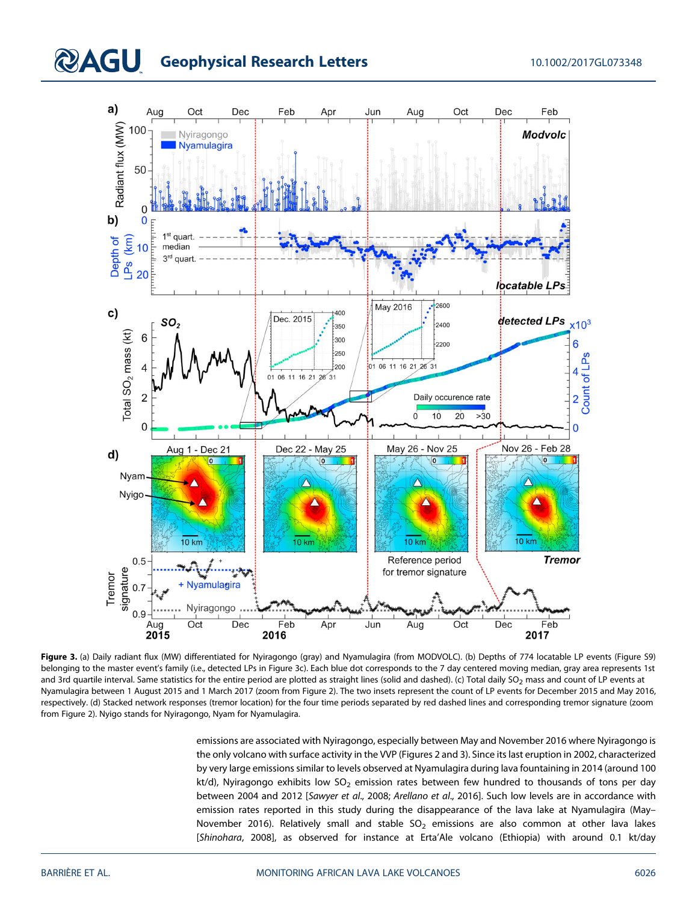**Figure 3.** (a) Daily radiant flux (MW) differentiated for Nyiragongo (gray) and Nyamulagira (from MODVOLC). (b) Depths of 774 locatable LP events (Figure S9) belonging to the master event's family (i.e., detected LPs in Figure 3c). Each blue dot corresponds to the 7 day centered moving median, gray area represents 1st and 3rd quartile interval. Same statistics for the entire period are plotted as straight lines (solid and dashed). (c) Total daily $SO_2$ mass and count of LP events at Nyamulagira between 1 August 2015 and 1 March 2017 (zoom from Figure 2). The two insets represent the count of LP events for December 2015 and May 2016, respectively. (d) Stacked network responses (tremor location) for the four time periods separated by red dashed lines and corresponding tremor signature (zoom from Figure 2). Nyigo stands for Nyiragongo, Nyam for Nyamulagira.

emissions are associated with Nyiragongo, especially between May and November 2016 where Nyiragongo is the only volcano with surface activity in the VVP (Figures 2 and 3). Since its last eruption in 2002, characterized by very large emissions similar to levels observed at Nyamulagira during lava fountaining in 2014 (around 100 kt/d), Nyiragongo exhibits low $SO_2$ emission rates between few hundred to thousands of tons per day between 2004 and 2012 [*Sawyer et al.*, 2008; *Arellano et al.*, 2016]. Such low levels are in accordance with emission rates reported in this study during the disappearance of the lava lake at Nyamulagira (May–November 2016). Relatively small and stable $SO_2$ emissions are also common at other lava lakes [*Shinohara*, 2008], as observed for instance at Erta'Ale volcano (Ethiopia) with around 0.1 kt/day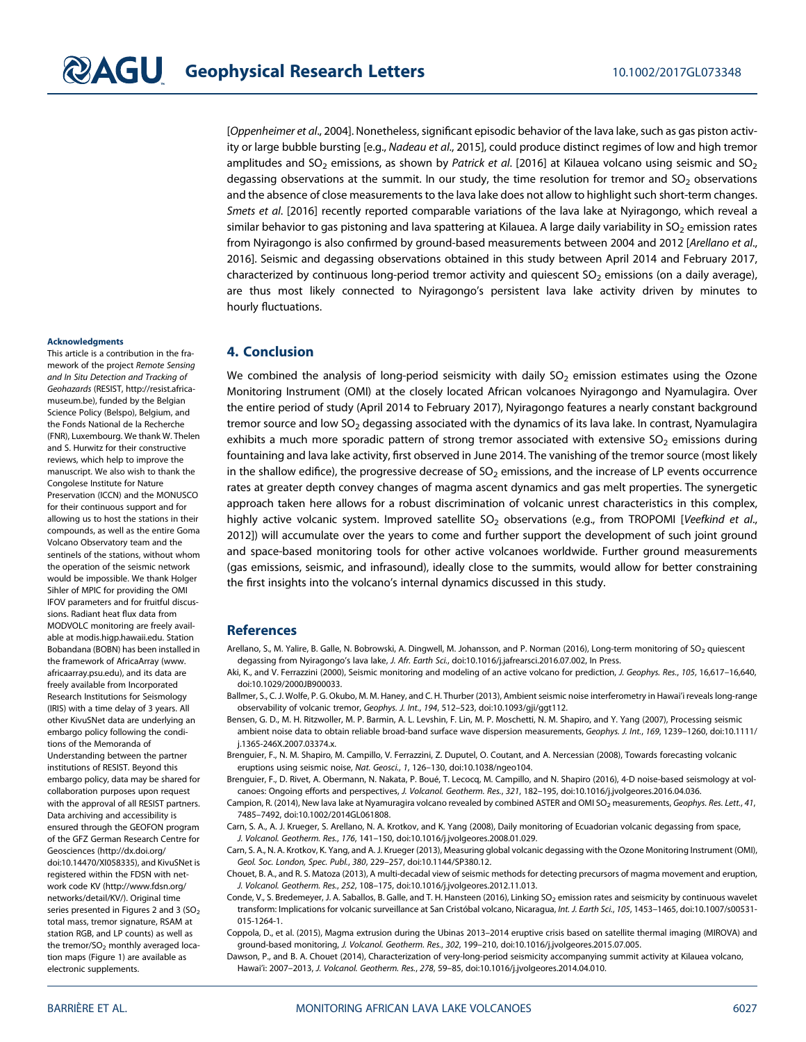[*Oppenheimer et al.*, 2004]. Nonetheless, significant episodic behavior of the lava lake, such as gas piston activity or large bubble bursting [e.g., *Nadeau et al.*, 2015], could produce distinct regimes of low and high tremor amplitudes and $SO_2$ emissions, as shown by *Patrick et al.* [2016] at Kilauea volcano using seismic and $SO_2$ degassing observations at the summit. In our study, the time resolution for tremor and $SO_2$ observations and the absence of close measurements to the lava lake does not allow to highlight such short-term changes. *Smets et al.* [2016] recently reported comparable variations of the lava lake at Nyiragongo, which reveal a similar behavior to gas pistoning and lava spattering at Kilauea. A large daily variability in $SO_2$ emission rates from Nyiragongo is also confirmed by ground-based measurements between 2004 and 2012 [*Arellano et al.*, 2016]. Seismic and degassing observations obtained in this study between April 2014 and February 2017, characterized by continuous long-period tremor activity and quiescent $SO_2$ emissions (on a daily average), are thus most likely connected to Nyiragongo's persistent lava lake activity driven by minutes to hourly fluctuations.

## 4. Conclusion

We combined the analysis of long-period seismicity with daily $SO_2$ emission estimates using the Ozone Monitoring Instrument (OMI) at the closely located African volcanoes Nyiragongo and Nyamulagira. Over the entire period of study (April 2014 to February 2017), Nyiragongo features a nearly constant background tremor source and low $SO_2$ degassing associated with the dynamics of its lava lake. In contrast, Nyamulagira exhibits a much more sporadic pattern of strong tremor associated with extensive $SO_2$ emissions during fountaining and lava lake activity, first observed in June 2014. The vanishing of the tremor source (most likely in the shallow edifice), the progressive decrease of $SO_2$ emissions, and the increase of LP events occurrence rates at greater depth convey changes of magma ascent dynamics and gas melt properties. The synergetic approach taken here allows for a robust discrimination of volcanic unrest characteristics in this complex, highly active volcanic system. Improved satellite $SO_2$ observations (e.g., from TROPOMI [*Veefkind et al.*, 2012]) will accumulate over the years to come and further support the development of such joint ground and space-based monitoring tools for other active volcanoes worldwide. Further ground measurements (gas emissions, seismic, and infrasound), ideally close to the summits, would allow for better constraining the first insights into the volcano's internal dynamics discussed in this study.

### Acknowledgments

This article is a contribution in the framework of the project *Remote Sensing and In Situ Detection and Tracking of Geohazards* (RESIST, http://resist.africamuseum.be), funded by the Belgian Science Policy (Belspo), Belgium, and the Fonds National de la Recherche (FNR), Luxembourg. We thank W. Thelen and S. Hurwitz for their constructive reviews, which help to improve the manuscript. We also wish to thank the Congolese Institute for Nature Preservation (ICCN) and the MONUSCO for their continuous support and for allowing us to host the stations in their compounds, as well as the entire Goma Volcano Observatory team and the sentinels of the stations, without whom the operation of the seismic network would be impossible. We thank Holger Sihler of MPIC for providing the OMI IFOV parameters and for fruitful discussions. Radiant heat flux data from MODVOLC monitoring are freely available at modis.higp.hawaii.edu. Station Bobandana (BOBN) has been installed in the framework of AfricaArray (www.africaarray.psu.edu), and its data are freely available from Incorporated Research Institutions for Seismology (IRIS) with a time delay of 3 years. All other KivuSNet data are underlying an embargo policy following the conditions of the Memoranda of Understanding between the partner institutions of RESIST. Beyond this embargo policy, data may be shared for collaboration purposes upon request with the approval of all RESIST partners. Data archiving and accessibility is ensured through the GEOFON program of the GFZ German Research Centre for Geosciences (http://dx.doi.org/doi:10.14470/XI058335), and KivuSNet is registered within the FDSN with network code KV (http://www.fdsn.org/networks/detail/KV/). Original time series presented in Figures 2 and 3 ($SO_2$ total mass, tremor signature, RSAM at station RGB, and LP counts) as well as the tremor/$SO_2$ monthly averaged location maps (Figure 1) are available as electronic supplements.

## References

Arellano, S., M. Yalire, B. Galle, N. Bobrowski, A. Dingwell, M. Johansson, and P. Norman (2016), Long-term monitoring of $SO_2$ quiescent degassing from Nyiragongo's lava lake, *J. Afr. Earth Sci.*, doi:10.1016/j.jafrearsci.2016.07.002, In Press.

Aki, K., and V. Ferrazzini (2000), Seismic monitoring and modeling of an active volcano for prediction, *J. Geophys. Res.*, *105*, 16,617–16,640, doi:10.1029/2000JB900033.

Ballmer, S., C. J. Wolfe, P. G. Okubo, M. M. Haney, and C. H. Thurber (2013), Ambient seismic noise interferometry in Hawai'i reveals long-range observability of volcanic tremor, *Geophys. J. Int.*, *194*, 512–523, doi:10.1093/gji/ggt112.

Bensen, G. D., M. H. Ritzwoller, M. P. Barmin, A. L. Levshin, F. Lin, M. P. Moschetti, N. M. Shapiro, and Y. Yang (2007), Processing seismic ambient noise data to obtain reliable broad-band surface wave dispersion measurements, *Geophys. J. Int.*, *169*, 1239–1260, doi:10.1111/j.1365-246X.2007.03374.x.

Brenguier, F., N. M. Shapiro, M. Campillo, V. Ferrazzini, Z. Duputel, O. Coutant, and A. Nercessian (2008), Towards forecasting volcanic eruptions using seismic noise, *Nat. Geosci.*, *1*, 126–130, doi:10.1038/ngeo104.

Brenguier, F., D. Rivet, A. Obermann, N. Nakata, P. Boué, T. Lecocq, M. Campillo, and N. Shapiro (2016), 4-D noise-based seismology at volcanoes: Ongoing efforts and perspectives, *J. Volcanol. Geotherm. Res.*, *321*, 182–195, doi:10.1016/j.jvolgeores.2016.04.036.

Campion, R. (2014), New lava lake at Nyamuragira volcano revealed by combined ASTER and OMI $SO_2$ measurements, *Geophys. Res. Lett.*, *41*, 7485–7492, doi:10.1002/2014GL061808.

Carn, S. A., A. J. Krueger, S. Arellano, N. A. Krotkov, and K. Yang (2008), Daily monitoring of Ecuadorian volcanic degassing from space, *J. Volcanol. Geotherm. Res.*, *176*, 141–150, doi:10.1016/j.jvolgeores.2008.01.029.

Carn, S. A., N. A. Krotkov, K. Yang, and A. J. Krueger (2013), Measuring global volcanic degassing with the Ozone Monitoring Instrument (OMI), *Geol. Soc. London, Spec. Publ.*, *380*, 229–257, doi:10.1144/SP380.12.

Chouet, B. A., and R. S. Matoza (2013), A multi-decadal view of seismic methods for detecting precursors of magma movement and eruption, *J. Volcanol. Geotherm. Res.*, *252*, 108–175, doi:10.1016/j.jvolgeores.2012.11.013.

Conde, V., S. Bredemeyer, J. A. Saballos, B. Galle, and T. H. Hansteen (2016), Linking $SO_2$ emission rates and seismicity by continuous wavelet transform: Implications for volcanic surveillance at San Cristóbal volcano, Nicaragua, *Int. J. Earth Sci.*, *105*, 1453–1465, doi:10.1007/s00531-015-1264-1.

Coppola, D., et al. (2015), Magma extrusion during the Ubinas 2013–2014 eruptive crisis based on satellite thermal imaging (MIROVA) and ground-based monitoring, *J. Volcanol. Geotherm. Res.*, *302*, 199–210, doi:10.1016/j.jvolgeores.2015.07.005.

Dawson, P., and B. A. Chouet (2014), Characterization of very-long-period seismicity accompanying summit activity at Kilauea volcano, Hawai'i: 2007–2013, *J. Volcanol. Geotherm. Res.*, *278*, 59–85, doi:10.1016/j.jvolgeores.2014.04.010.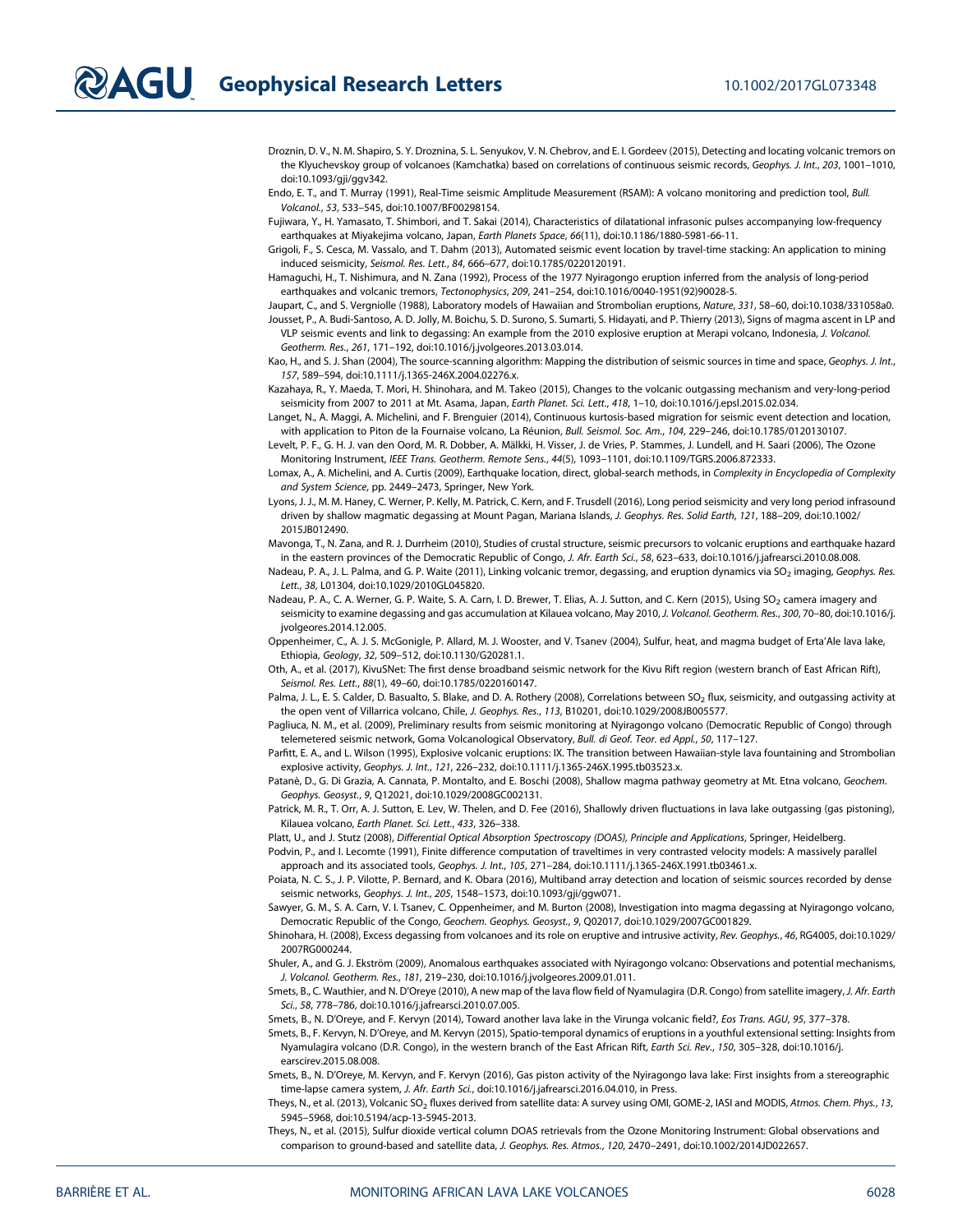Droznin, D. V., N. M. Shapiro, S. Y. Droznina, S. L. Senyukov, V. N. Chebrov, and E. I. Gordeev (2015), Detecting and locating volcanic tremors on the Klyuchevskoy group of volcanoes (Kamchatka) based on correlations of continuous seismic records, *Geophys. J. Int.*, *203*, 1001–1010, doi:10.1093/gji/ggv342.

Endo, E. T., and T. Murray (1991), Real-Time seismic Amplitude Measurement (RSAM): A volcano monitoring and prediction tool, *Bull. Volcanol.*, *53*, 533–545, doi:10.1007/BF00298154.

Fujiwara, Y., H. Yamasato, T. Shimbori, and T. Sakai (2014), Characteristics of dilatational infrasonic pulses accompanying low-frequency earthquakes at Miyakejima volcano, Japan, *Earth Planets Space*, *66*(11), doi:10.1186/1880-5981-66-11.

Grigoli, F., S. Cesca, M. Vassalo, and T. Dahm (2013), Automated seismic event location by travel-time stacking: An application to mining induced seismicity, *Seismol. Res. Lett.*, *84*, 666–677, doi:10.1785/0220120191.

Hamaguchi, H., T. Nishimura, and N. Zana (1992), Process of the 1977 Nyiragongo eruption inferred from the analysis of long-period earthquakes and volcanic tremors, *Tectonophysics*, *209*, 241–254, doi:10.1016/0040-1951(92)90028-5.

Jaupart, C., and S. Vergniolle (1988), Laboratory models of Hawaiian and Strombolian eruptions, *Nature*, *331*, 58–60, doi:10.1038/331058a0.

Jousset, P., A. Budi-Santoso, A. D. Jolly, M. Boichu, S. D. Surono, S. Sumarti, S. Hidayati, and P. Thierry (2013), Signs of magma ascent in LP and VLP seismic events and link to degassing: An example from the 2010 explosive eruption at Merapi volcano, Indonesia, *J. Volcanol. Geotherm. Res.*, *261*, 171–192, doi:10.1016/j.jvolgeores.2013.03.014.

Kao, H., and S. J. Shan (2004), The source-scanning algorithm: Mapping the distribution of seismic sources in time and space, *Geophys. J. Int.*, *157*, 589–594, doi:10.1111/j.1365-246X.2004.02276.x.

Kazahaya, R., Y. Maeda, T. Mori, H. Shinohara, and M. Takeo (2015), Changes to the volcanic outgassing mechanism and very-long-period seismicity from 2007 to 2011 at Mt. Asama, Japan, *Earth Planet. Sci. Lett.*, *418*, 1–10, doi:10.1016/j.epsl.2015.02.034.

Langet, N., A. Maggi, A. Michelini, and F. Brenguier (2014), Continuous kurtosis-based migration for seismic event detection and location, with application to Piton de la Fournaise volcano, La Réunion, *Bull. Seismol. Soc. Am.*, *104*, 229–246, doi:10.1785/0120130107.

Levelt, P. F., G. H. J. van den Oord, M. R. Dobber, A. Mälkki, H. Visser, J. de Vries, P. Stammes, J. Lundell, and H. Saari (2006), The Ozone Monitoring Instrument, *IEEE Trans. Geotherm. Remote Sens.*, *44*(5), 1093–1101, doi:10.1109/TGRS.2006.872333.

Lomax, A., A. Michelini, and A. Curtis (2009), Earthquake location, direct, global-search methods, in *Complexity in Encyclopedia of Complexity and System Science*, pp. 2449–2473, Springer, New York.

Lyons, J. J., M. M. Haney, C. Werner, P. Kelly, M. Patrick, C. Kern, and F. Trusdell (2016), Long period seismicity and very long period infrasound driven by shallow magmatic degassing at Mount Pagan, Mariana Islands, *J. Geophys. Res. Solid Earth*, *121*, 188–209, doi:10.1002/2015JB012490.

Mavonga, T., N. Zana, and R. J. Durrheim (2010), Studies of crustal structure, seismic precursors to volcanic eruptions and earthquake hazard in the eastern provinces of the Democratic Republic of Congo, *J. Afr. Earth Sci.*, *58*, 623–633, doi:10.1016/j.jafrearsci.2010.08.008.

Nadeau, P. A., J. L. Palma, and G. P. Waite (2011), Linking volcanic tremor, degassing, and eruption dynamics via $SO_2$ imaging, *Geophys. Res. Lett.*, *38*, L01304, doi:10.1029/2010GL045820.

Nadeau, P. A., C. A. Werner, G. P. Waite, S. A. Carn, I. D. Brewer, T. Elias, A. J. Sutton, and C. Kern (2015), Using $SO_2$ camera imagery and seismicity to examine degassing and gas accumulation at Kīlauea volcano, May 2010, *J. Volcanol. Geotherm. Res.*, *300*, 70–80, doi:10.1016/j.jvolgeores.2014.12.005.

Oppenheimer, C., A. J. S. McGonigle, P. Allard, M. J. Wooster, and V. Tsanev (2004), Sulfur, heat, and magma budget of Erta'Ale lava lake, Ethiopia, *Geology*, *32*, 509–512, doi:10.1130/G20281.1.

Oth, A., et al. (2017), KivuSNet: The first dense broadband seismic network for the Kivu Rift region (western branch of East African Rift), *Seismol. Res. Lett.*, *88*(1), 49–60, doi:10.1785/0220160147.

Palma, J. L., E. S. Calder, D. Basualto, S. Blake, and D. A. Rothery (2008), Correlations between $SO_2$ flux, seismicity, and outgassing activity at the open vent of Villarrica volcano, Chile, *J. Geophys. Res.*, *113*, B10201, doi:10.1029/2008JB005577.

Pagliuca, N. M., et al. (2009), Preliminary results from seismic monitoring at Nyiragongo volcano (Democratic Republic of Congo) through telemetered seismic network, Goma Volcanological Observatory, *Bull. di Geof. Teor. ed Appl.*, *50*, 117–127.

Parfitt, E. A., and L. Wilson (1995), Explosive volcanic eruptions: IX. The transition between Hawaiian-style lava fountaining and Strombolian explosive activity, *Geophys. J. Int.*, *121*, 226–232, doi:10.1111/j.1365-246X.1995.tb03523.x.

Patanè, D., G. Di Grazia, A. Cannata, P. Montalto, and E. Boschi (2008), Shallow magma pathway geometry at Mt. Etna volcano, *Geochem. Geophys. Geosyst.*, *9*, Q12021, doi:10.1029/2008GC002131.

Patrick, M. R., T. Orr, A. J. Sutton, E. Lev, W. Thelen, and D. Fee (2016), Shallowly driven fluctuations in lava lake outgassing (gas pistoning), Kilauea volcano, *Earth Planet. Sci. Lett.*, *433*, 326–338.

Platt, U., and J. Stutz (2008), *Differential Optical Absorption Spectroscopy (DOAS), Principle and Applications*, Springer, Heidelberg.

Podvin, P., and I. Lecomte (1991), Finite difference computation of traveltimes in very contrasted velocity models: A massively parallel approach and its associated tools, *Geophys. J. Int.*, *105*, 271–284, doi:10.1111/j.1365-246X.1991.tb03461.x.

Poiata, N. C. S., J. P. Vilotte, P. Bernard, and K. Obara (2016), Multiband array detection and location of seismic sources recorded by dense seismic networks, *Geophys. J. Int.*, *205*, 1548–1573, doi:10.1093/gji/ggw071.

Sawyer, G. M., S. A. Carn, V. I. Tsanev, C. Oppenheimer, and M. Burton (2008), Investigation into magma degassing at Nyiragongo volcano, Democratic Republic of the Congo, *Geochem. Geophys. Geosyst.*, *9*, Q02017, doi:10.1029/2007GC001829.

Shinohara, H. (2008), Excess degassing from volcanoes and its role on eruptive and intrusive activity, *Rev. Geophys.*, *46*, RG4005, doi:10.1029/2007RG000244.

Shuler, A., and G. J. Ekström (2009), Anomalous earthquakes associated with Nyiragongo volcano: Observations and potential mechanisms, *J. Volcanol. Geotherm. Res.*, *181*, 219–230, doi:10.1016/j.jvolgeores.2009.01.011.

Smets, B., C. Wauthier, and N. D'Oreye (2010), A new map of the lava flow field of Nyamulagira (D.R. Congo) from satellite imagery, *J. Afr. Earth Sci.*, *58*, 778–786, doi:10.1016/j.jafrearsci.2010.07.005.

Smets, B., N. D'Oreye, and F. Kervyn (2014), Toward another lava lake in the Virunga volcanic field?, *Eos Trans. AGU*, *95*, 377–378.

Smets, B., F. Kervyn, N. D'Oreye, and M. Kervyn (2015), Spatio-temporal dynamics of eruptions in a youthful extensional setting: Insights from Nyamulagira volcano (D.R. Congo), in the western branch of the East African Rift, *Earth Sci. Rev.*, *150*, 305–328, doi:10.1016/j.earscirev.2015.08.008.

Smets, B., N. D'Oreye, M. Kervyn, and F. Kervyn (2016), Gas piston activity of the Nyiragongo lava lake: First insights from a stereographic time-lapse camera system, *J. Afr. Earth Sci.*, doi:10.1016/j.jafrearsci.2016.04.010, in Press.

Theys, N., et al. (2013), Volcanic $SO_2$ fluxes derived from satellite data: A survey using OMI, GOME-2, IASI and MODIS, *Atmos. Chem. Phys.*, *13*, 5945–5968, doi:10.5194/acp-13-5945-2013.

Theys, N., et al. (2015), Sulfur dioxide vertical column DOAS retrievals from the Ozone Monitoring Instrument: Global observations and comparison to ground-based and satellite data, *J. Geophys. Res. Atmos.*, *120*, 2470–2491, doi:10.1002/2014JD022657.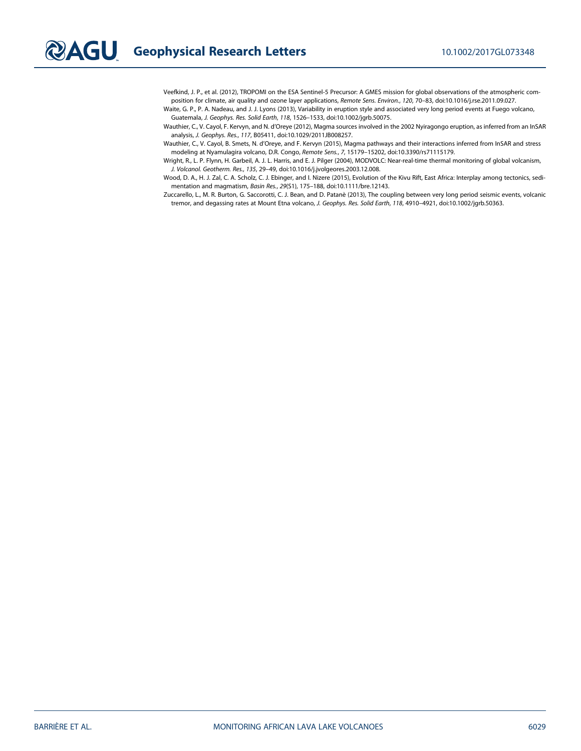Veefkind, J. P., et al. (2012), TROPOMI on the ESA Sentinel-5 Precursor: A GMES mission for global observations of the atmospheric composition for climate, air quality and ozone layer applications, *Remote Sens. Environ.*, *120*, 70–83, doi:10.1016/j.rse.2011.09.027.

Waite, G. P., P. A. Nadeau, and J. J. Lyons (2013), Variability in eruption style and associated very long period events at Fuego volcano, Guatemala, *J. Geophys. Res. Solid Earth*, *118*, 1526–1533, doi:10.1002/jgrb.50075.

Wauthier, C., V. Cayol, F. Kervyn, and N. d'Oreye (2012), Magma sources involved in the 2002 Nyiragongo eruption, as inferred from an InSAR analysis, *J. Geophys. Res.*, *117*, B05411, doi:10.1029/2011JB008257.

Wauthier, C., V. Cayol, B. Smets, N. d'Oreye, and F. Kervyn (2015), Magma pathways and their interactions inferred from InSAR and stress modeling at Nyamulagira volcano, D.R. Congo, *Remote Sens.*, *7*, 15179–15202, doi:10.3390/rs71115179.

Wright, R., L. P. Flynn, H. Garbeil, A. J. L. Harris, and E. J. Pilger (2004), MODVOLC: Near-real-time thermal monitoring of global volcanism, *J. Volcanol. Geotherm. Res.*, *135*, 29–49, doi:10.1016/j.jvolgeores.2003.12.008.

Wood, D. A., H. J. Zal, C. A. Scholz, C. J. Ebinger, and I. Nizere (2015), Evolution of the Kivu Rift, East Africa: Interplay among tectonics, sedimentation and magmatism, *Basin Res.*, *29*(S1), 175–188, doi:10.1111/bre.12143.

Zuccarello, L., M. R. Burton, G. Saccorotti, C. J. Bean, and D. Patanè (2013), The coupling between very long period seismic events, volcanic tremor, and degassing rates at Mount Etna volcano, *J. Geophys. Res. Solid Earth*, *118*, 4910–4921, doi:10.1002/jgrb.50363.